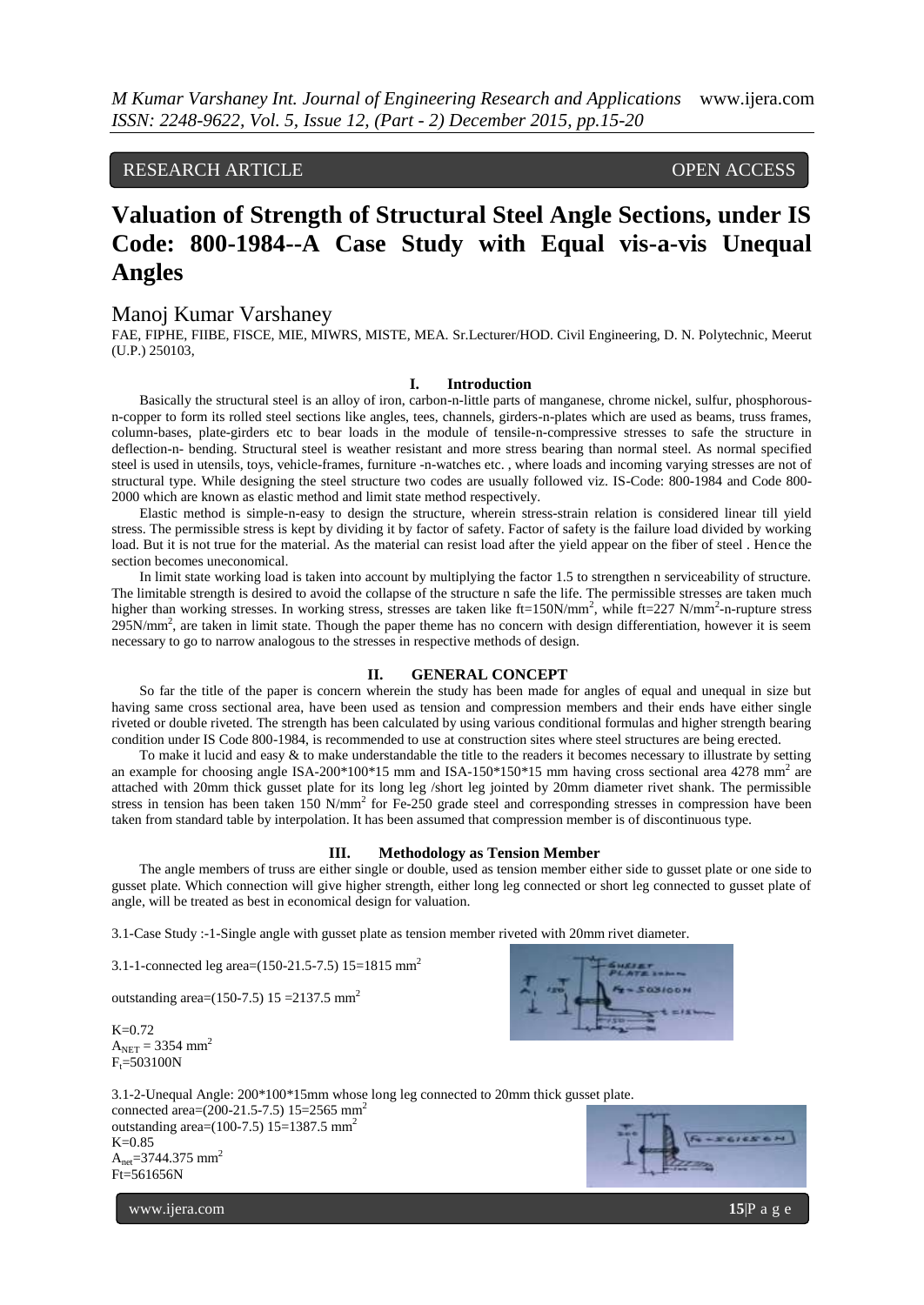# Valuation of Strength of Structural Steel Angle Sections, under IS Code: 800-1984--A Case Study with Equal vis-a-vis Unequal Angles

## Manoj Kumar Varshaney

FAE, FIPHE, FIIBE, FISCE, MIE, MIWRS, MISTE, MEA. Sr.Lecturer/HOD. Civil Engineering, D. N. Polytechnic, Meerut (U.P.) 250103,

## I. Introduction

Basically the structural steel is an alloy of iron, carbon-n-little parts of manganese, chrome nickel, sulfur, phosphorous-n-copper to form its rolled steel sections like angles, tees, channels, girders-n-plates which are used as beams, truss frames, column-bases, plate-girders etc to bear loads in the module of tensile-n-compressive stresses to safe the structure in deflection-n- bending. Structural steel is weather resistant and more stress bearing than normal steel. As normal specified steel is used in utensils, toys, vehicle-frames, furniture -n-watches etc. , where loads and incoming varying stresses are not of structural type. While designing the steel structure two codes are usually followed viz. IS-Code: 800-1984 and Code 800-2000 which are known as elastic method and limit state method respectively.

Elastic method is simple-n-easy to design the structure, wherein stress-strain relation is considered linear till yield stress. The permissible stress is kept by dividing it by factor of safety. Factor of safety is the failure load divided by working load. But it is not true for the material. As the material can resist load after the yield appear on the fiber of steel . Hence the section becomes uneconomical.

In limit state working load is taken into account by multiplying the factor 1.5 to strengthen n serviceability of structure. The limitable strength is desired to avoid the collapse of the structure n safe the life. The permissible stresses are taken much higher than working stresses. In working stress, stresses are taken like ft=150N/mm$^2$, while ft=227 N/mm$^2$-n-rupture stress 295N/mm$^2$, are taken in limit state. Though the paper theme has no concern with design differentiation, however it is seem necessary to go to narrow analogous to the stresses in respective methods of design.

## II. GENERAL CONCEPT

So far the title of the paper is concern wherein the study has been made for angles of equal and unequal in size but having same cross sectional area, have been used as tension and compression members and their ends have either single riveted or double riveted. The strength has been calculated by using various conditional formulas and higher strength bearing condition under IS Code 800-1984, is recommended to use at construction sites where steel structures are being erected.

To make it lucid and easy & to make understandable the title to the readers it becomes necessary to illustrate by setting an example for choosing angle ISA-200*100*15 mm and ISA-150*150*15 mm having cross sectional area 4278 mm$^2$ are attached with 20mm thick gusset plate for its long leg /short leg jointed by 20mm diameter rivet shank. The permissible stress in tension has been taken 150 N/mm$^2$ for Fe-250 grade steel and corresponding stresses in compression have been taken from standard table by interpolation. It has been assumed that compression member is of discontinuous type.

## III. Methodology as Tension Member

The angle members of truss are either single or double, used as tension member either side to gusset plate or one side to gusset plate. Which connection will give higher strength, either long leg connected or short leg connected to gusset plate of angle, will be treated as best in economical design for valuation.

3.1-Case Study :-1-Single angle with gusset plate as tension member riveted with 20mm rivet diameter.

3.1-1-connected leg area=(150-21.5-7.5) 15=1815 mm$^2$

outstanding area=(150-7.5) 15 =2137.5 mm$^2$

K=0.72
$A_{NET}$ = 3354 mm$^2$
$F_t$=503100N

3.1-2-Unequal Angle: 200*100*15mm whose long leg connected to 20mm thick gusset plate.
connected area=(200-21.5-7.5) 15=2565 mm$^2$
outstanding area=(100-7.5) 15=1387.5 mm$^2$
K=0.85
$A_{net}$=3744.375 mm$^2$
Ft=561656N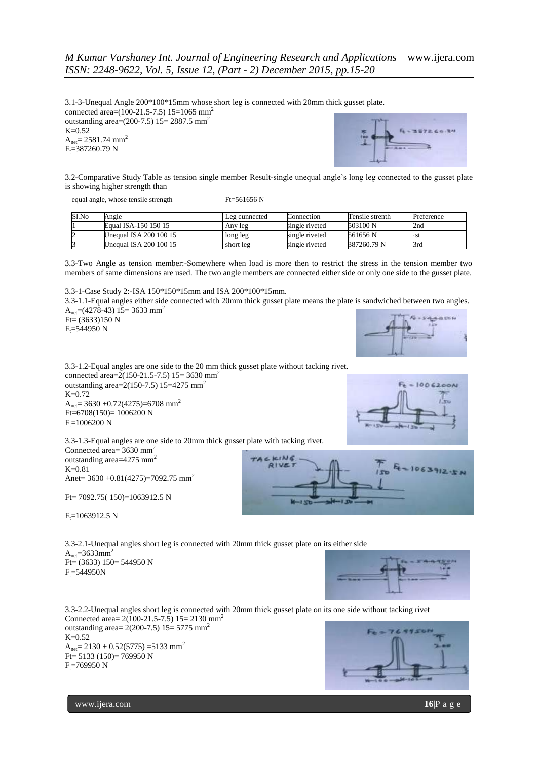3.1-3-Unequal Angle 200*100*15mm whose short leg is connected with 20mm thick gusset plate.

connected area=(100-21.5-7.5) 15=1065 $mm^2$

outstanding area=(200-7.5) 15= 2887.5 $mm^2$

K=0.52

$A_{net}$= 2581.74 $mm^2$

$F_t$=387260.79 N

3.2-Comparative Study Table as tension single member Result-single unequal angle's long leg connected to the gusset plate is showing higher strength than

equal angle, whose tensile strength Ft=561656 N

| Sl.No | Angle | Leg cunnected | Connection | Tensile strenth | Preference |
|---|---|---|---|---|---|
| 1 | Equal ISA-150 150 15 | Any leg | single riveted | 503100 N | 2nd |
| 2 | Unequal ISA 200 100 15 | long leg | single riveted | 561656 N | 1st |
| 3 | Unequal ISA 200 100 15 | short leg | single riveted | 387260.79 N | 3rd |

3.3-Two Angle as tension member:-Somewhere when load is more then to restrict the stress in the tension member two members of same dimensions are used. The two angle members are connected either side or only one side to the gusset plate.

3.3-1-Case Study 2:-ISA 150*150*15mm and ISA 200*100*15mm.

3.3-1.1-Equal angles either side connected with 20mm thick gusset plate means the plate is sandwiched between two angles.

$A_{net}$=(4278-43) 15= 3633 $mm^2$

Ft= (3633)150 N

$F_t$=544950 N

3.3-1.2-Equal angles are one side to the 20 mm thick gusset plate without tacking rivet.

connected area=2(150-21.5-7.5) 15= 3630 $mm^2$

outstanding area=2(150-7.5) 15=4275 $mm^2$

K=0.72

$A_{net}$= 3630 +0.72(4275)=6708 $mm^2$

Ft=6708(150)= 1006200 N

$F_t$=1006200 N

3.3-1.3-Equal angles are one side to 20mm thick gusset plate with tacking rivet.

Connected area= 3630 $mm^2$

outstanding area=4275 $mm^2$

K=0.81

Anet= 3630 +0.81(4275)=7092.75 $mm^2$

Ft= 7092.75( 150)=1063912.5 N

$F_t$=1063912.5 N

3.3-2.1-Unequal angles short leg is connected with 20mm thick gusset plate on its either side

$A_{net}$=3633$mm^2$

Ft= (3633) 150= 544950 N

$F_t$=544950N

3.3-2.2-Unequal angles short leg is connected with 20mm thick gusset plate on its one side without tacking rivet

Connected area= 2(100-21.5-7.5) 15= 2130 $mm^2$

outstanding area= 2(200-7.5) 15= 5775 $mm^2$

K=0.52

$A_{net}$= 2130 + 0.52(5775) =5133 $mm^2$

Ft= 5133 (150)= 769950 N

$F_t$=769950 N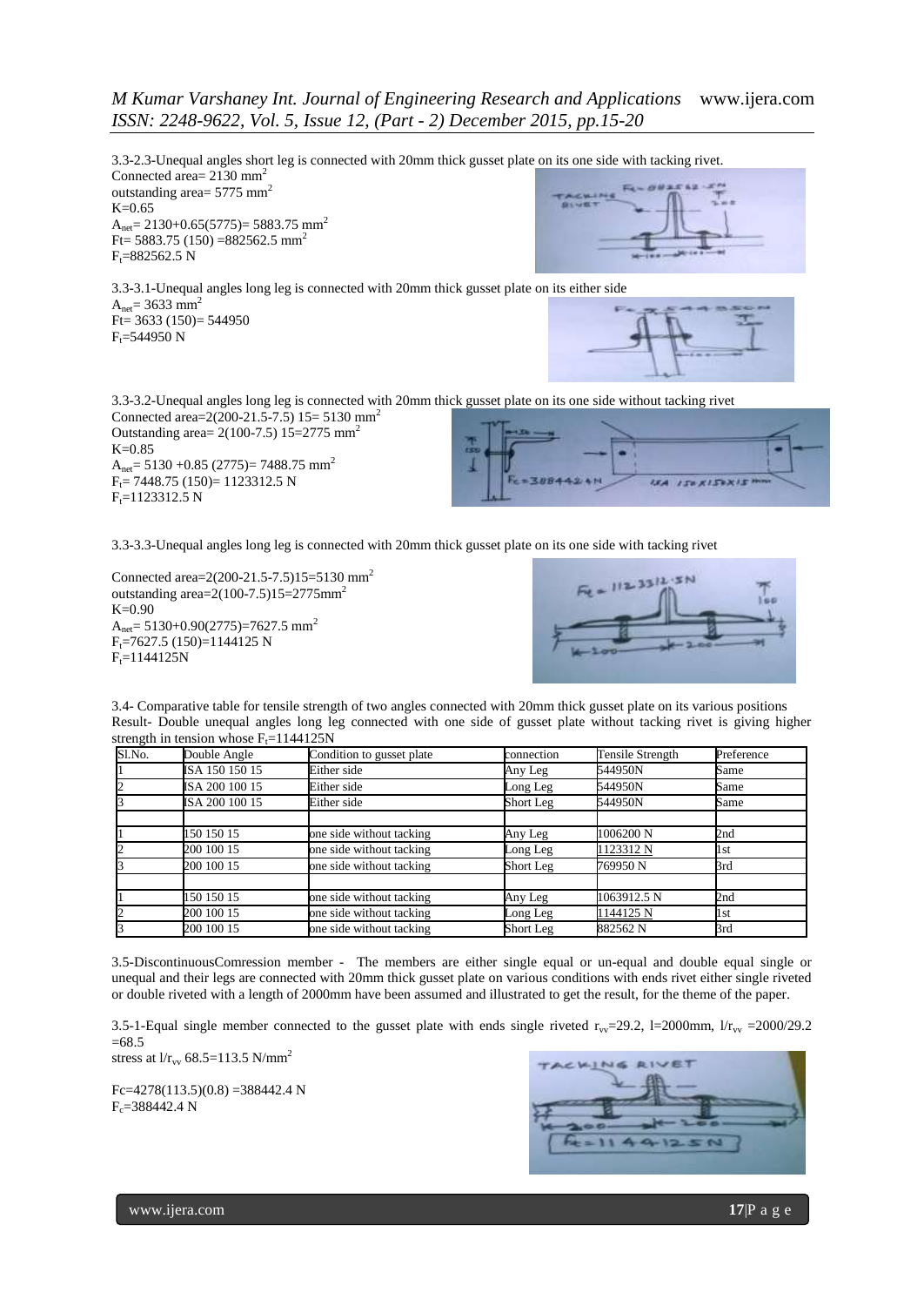3.3-2.3-Unequal angles short leg is connected with 20mm thick gusset plate on its one side with tacking rivet.

Connected area= 2130 $mm^2$

outstanding area= 5775 $mm^2$

K=0.65

$A_{net}$= 2130+0.65(5775)= 5883.75 $mm^2$

Ft= 5883.75 (150) =882562.5 $mm^2$

$F_t$=882562.5 N

3.3-3.1-Unequal angles long leg is connected with 20mm thick gusset plate on its either side

$A_{net}$= 3633 $mm^2$

Ft= 3633 (150)= 544950

$F_t$=544950 N

3.3-3.2-Unequal angles long leg is connected with 20mm thick gusset plate on its one side without tacking rivet

Connected area=2(200-21.5-7.5) 15= 5130 $mm^2$

Outstanding area= 2(100-7.5) 15=2775 $mm^2$

K=0.85

$A_{net}$= 5130 +0.85 (2775)= 7488.75 $mm^2$

$F_t$= 7448.75 (150)= 1123312.5 N

$F_t$=1123312.5 N

3.3-3.3-Unequal angles long leg is connected with 20mm thick gusset plate on its one side with tacking rivet

Connected area=2(200-21.5-7.5)15=5130 $mm^2$

outstanding area=2(100-7.5)15=2775$mm^2$

K=0.90

$A_{net}$= 5130+0.90(2775)=7627.5 $mm^2$

$F_t$=7627.5 (150)=1144125 N

$F_t$=1144125N

3.4- Comparative table for tensile strength of two angles connected with 20mm thick gusset plate on its various positions

Result- Double unequal angles long leg connected with one side of gusset plate without tacking rivet is giving higher strength in tension whose $F_t$=1144125N

| Sl.No. | Double Angle | Condition to gusset plate | connection | Tensile Strength | Preference |
|---|---|---|---|---|---|
| 1 | ISA 150 150 15 | Either side | Any Leg | 544950N | Same |
| 2 | ISA 200 100 15 | Either side | Long Leg | 544950N | Same |
| 3 | ISA 200 100 15 | Either side | Short Leg | 544950N | Same |
| | | | | | |
| 1 | 150 150 15 | one side without tacking | Any Leg | 1006200 N | 2nd |
| 2 | 200 100 15 | one side without tacking | Long Leg | 1123312 N | 1st |
| 3 | 200 100 15 | one side without tacking | Short Leg | 769950 N | 3rd |
| | | | | | |
| 1 | 150 150 15 | one side without tacking | Any Leg | 1063912.5 N | 2nd |
| 2 | 200 100 15 | one side without tacking | Long Leg | 1144125 N | 1st |
| 3 | 200 100 15 | one side without tacking | Short Leg | 882562 N | 3rd |

3.5-DiscontinuousComression member - The members are either single equal or un-equal and double equal single or unequal and their legs are connected with 20mm thick gusset plate on various conditions with ends rivet either single riveted or double riveted with a length of 2000mm have been assumed and illustrated to get the result, for the theme of the paper.

3.5-1-Equal single member connected to the gusset plate with ends single riveted $r_{vv}$=29.2, l=2000mm, $l/r_{vv}$ =2000/29.2 =68.5

stress at $l/r_{vv}$ 68.5=113.5 N/$mm^2$

Fc=4278(113.5)(0.8) =388442.4 N

$F_c$=388442.4 N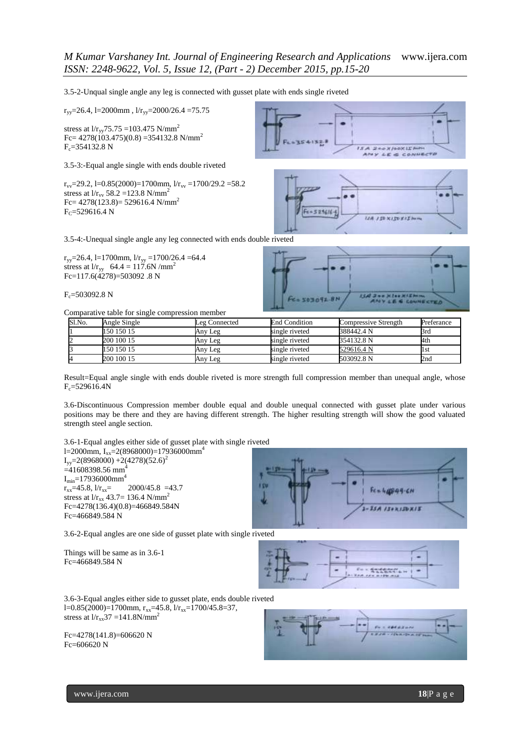3.5-2-Unqual single angle any leg is connected with gusset plate with ends single riveted

$r_{yy}$=26.4, l=2000mm , $l/r_{yy}$=2000/26.4 =75.75

stress at $l/r_{yy}$75.75 =103.475 N/mm$^2$
Fc= 4278(103.475)(0.8) =354132.8 N/mm$^2$
$F_c$=354132.8 N

3.5-3:-Equal angle single with ends double riveted

$r_{vv}$=29.2, l=0.85(2000)=1700mm, $l/r_{vv}$ =1700/29.2 =58.2
stress at $l/r_{vv}$ 58.2 =123.8 N/mm$^2$
Fc= 4278(123.8)= 529616.4 N/mm$^2$
$F_C$=529616.4 N

3.5-4:-Unequal single angle any leg connected with ends double riveted

$r_{yy}$=26.4, l=1700mm, $l/r_{yy}$ =1700/26.4 =64.4
stress at $l/r_{yy}$ 64.4 = 117.6N /mm$^2$
Fc=117.6(4278)=503092 .8 N

$F_c$=503092.8 N

Comparative table for single compression member

| Sl.No. | Angle Single | Leg Connected | End Condition | Compressive Strength | Preferance |
|---|---|---|---|---|---|
| 1 | 150 150 15 | Any Leg | single riveted | 388442.4 N | 3rd |
| 2 | 200 100 15 | Any Leg | single riveted | 354132.8 N | 4th |
| 3 | 150 150 15 | Any Leg | single riveted | 529616.4 N | 1st |
| 4 | 200 100 15 | Any Leg | single riveted | 503092.8 N | 2nd |

Result=Equal angle single with ends double riveted is more strength full compression member than unequal angle, whose $F_c$=529616.4N

3.6-Discontinuous Compression member double equal and double unequal connected with gusset plate under various positions may be there and they are having different strength. The higher resulting strength will show the good valuated strength steel angle section.

3.6-1-Equal angles either side of gusset plate with single riveted
l=2000mm, $I_{xx}$=2(8968000)=17936000mm$^4$
$I_{yy}$=2(8968000) +2(4278)(52.6)$^2$
=41608398.56 mm$^4$
$I_{min}$=17936000mm$^4$
$r_{xx}$=45.8, $l/r_{xx}$= 2000/45.8 =43.7
stress at $l/r_{xx}$ 43.7= 136.4 N/mm$^2$
Fc=4278(136.4)(0.8)=466849.584N
Fc=466849.584 N

3.6-2-Equal angles are one side of gusset plate with single riveted

Things will be same as in 3.6-1
Fc=466849.584 N

3.6-3-Equal angles either side to gusset plate, ends double riveted
l=0.85(2000)=1700mm, $r_{xx}$=45.8, $l/r_{xx}$=1700/45.8=37,
stress at $l/r_{xx}$37 =141.8N/mm$^2$

Fc=4278(141.8)=606620 N
Fc=606620 N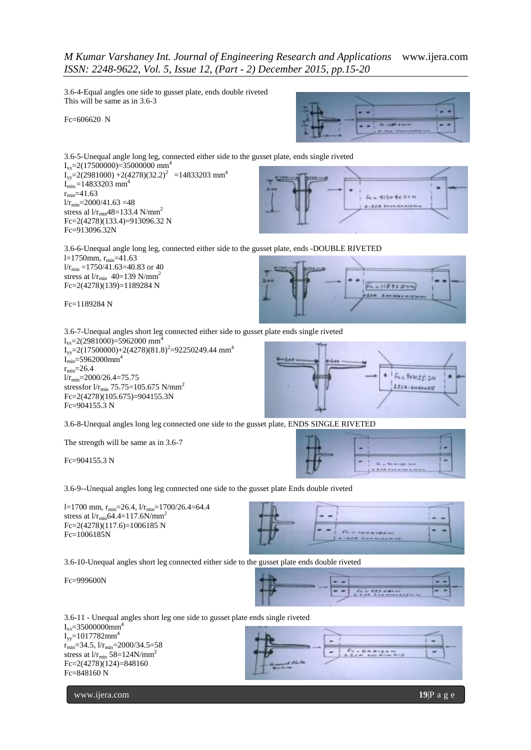3.6-4-Equal angles one side to gusset plate, ends double riveted
This will be same as in 3.6-3

Fc=606620 N

3.6-5-Unequal angle long leg, connected either side to the gusset plate, ends single riveted

$I_{xx}$=2(17500000)=35000000 $mm^4$
$I_{yy}$=2(2981000) +2(4278)$(32.2)^2$ =14833203 $mm^4$
$I_{min}$=14833203 $mm^4$
$r_{min}$=41.63
$l/r_{min}$=2000/41.63 =48
stress al $l/r_{min}$48=133.4 $N/mm^2$
Fc=2(4278)(133.4)=913096.32 N
Fc=913096.32N

3.6-6-Unequal angle long leg, connected either side to the gusset plate, ends -DOUBLE RIVETED

l=1750mm, $r_{min}$=41.63
$l/r_{min}$ =1750/41.63=40.83 or 40
stress at $l/r_{min}$ 40=139 $N/mm^2$
Fc=2(4278)(139)=1189284 N

Fc=1189284 N

3.6-7-Unequal angles short leg connected either side to gusset plate ends single riveted

$I_{xx}$=2(2981000)=5962000 $mm^4$
$I_{yy}$=2(17500000)+2(4278)$(81.8)^2$=92250249.44 $mm^4$
$I_{min}$=5962000$mm^4$
$r_{min}$=26.4
$l/r_{min}$=2000/26.4=75.75
stressfor $l/r_{min}$ 75.75=105.675 $N/mm^2$
Fc=2(4278)(105.675)=904155.3N
Fc=904155.3 N

3.6-8-Unequal angles long leg connected one side to the gusset plate, ENDS SINGLE RIVETED

The strength will be same as in 3.6-7

Fc=904155.3 N

3.6-9--Unequal angles long leg connected one side to the gusset plate Ends double riveted

l=1700 mm, $r_{min}$=26.4, $l/r_{min}$=1700/26.4=64.4
stress at $l/r_{min}$64.4=117.6$N/mm^2$
Fc=2(4278)(117.6)=1006185 N
Fc=1006185N

3.6-10-Unequal angles short leg connected either side to the gusset plate ends double riveted

Fc=999600N

3.6-11 - Unequal angles short leg one side to gusset plate ends single riveted

$I_{xx}$=35000000$mm^4$
$I_{yy}$=1017782$mm^4$
$r_{min}$=34.5, $l/r_{min}$=2000/34.5=58
stress at $l/r_{min}$ 58=124$N/mm^2$
Fc=2(4278)(124)=848160
Fc=848160 N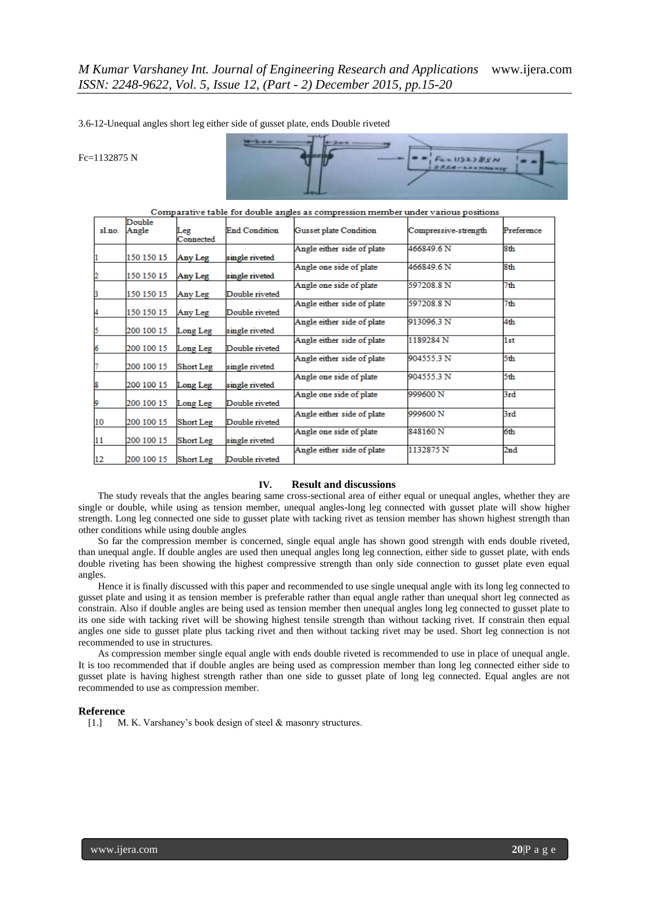3.6-12-Unequal angles short leg either side of gusset plate, ends Double riveted

Fc=1132875 N

Comparative table for double angles as compression member under various positions

| sl.no. | Double Angle | Leg Connected | End Condition | Gusset plate Condition | Compressive-strength | Preference |
|---|---|---|---|---|---|---|
| 1 | 150 150 15 | Any Leg | single riveted | Angle either side of plate | 466849.6 N | 8th |
| 2 | 150 150 15 | Any Leg | single riveted | Angle one side of plate | 466849.6 N | 8th |
| 3 | 150 150 15 | Any Leg | Double riveted | Angle one side of plate | 597208.8 N | 7th |
| 4 | 150 150 15 | Any Leg | Double riveted | Angle either side of plate | 597208.8 N | 7th |
| 5 | 200 100 15 | Long Leg | single riveted | Angle either side of plate | 913096.3 N | 4th |
| 6 | 200 100 15 | Long Leg | Double riveted | Angle either side of plate | 1189284 N | 1st |
| 7 | 200 100 15 | Short Leg | single riveted | Angle either side of plate | 904555.3 N | 5th |
| 8 | 200 100 15 | Long Leg | single riveted | Angle one side of plate | 904555.3 N | 5th |
| 9 | 200 100 15 | Long Leg | Double riveted | Angle one side of plate | 999600 N | 3rd |
| 10 | 200 100 15 | Short Leg | Double riveted | Angle either side of plate | 999600 N | 3rd |
| 11 | 200 100 15 | Short Leg | single riveted | Angle one side of plate | 848160 N | 6th |
| 12 | 200 100 15 | Short Leg | Double riveted | Angle either side of plate | 1132875 N | 2nd |

## IV. Result and discussions

The study reveals that the angles bearing same cross-sectional area of either equal or unequal angles, whether they are single or double, while using as tension member, unequal angles-long leg connected with gusset plate will show higher strength. Long leg connected one side to gusset plate with tacking rivet as tension member has shown highest strength than other conditions while using double angles

So far the compression member is concerned, single equal angle has shown good strength with ends double riveted, than unequal angle. If double angles are used then unequal angles long leg connection, either side to gusset plate, with ends double riveting has been showing the highest compressive strength than only side connection to gusset plate even equal angles.

Hence it is finally discussed with this paper and recommended to use single unequal angle with its long leg connected to gusset plate and using it as tension member is preferable rather than equal angle rather than unequal short leg connected as constrain. Also if double angles are being used as tension member then unequal angles long leg connected to gusset plate to its one side with tacking rivet will be showing highest tensile strength than without tacking rivet. If constrain then equal angles one side to gusset plate plus tacking rivet and then without tacking rivet may be used. Short leg connection is not recommended to use in structures.

As compression member single equal angle with ends double riveted is recommended to use in place of unequal angle. It is too recommended that if double angles are being used as compression member than long leg connected either side to gusset plate is having highest strength rather than one side to gusset plate of long leg connected. Equal angles are not recommended to use as compression member.

## Reference

[1.] M. K. Varshaney's book design of steel & masonry structures.